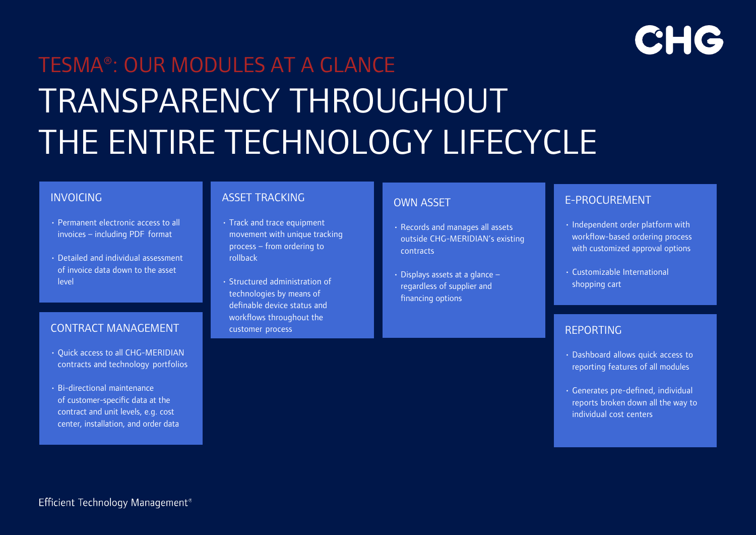CHG

# TESMA®: OUR MODULES AT A GLANCE

# TRANSPARENCY THROUGHOUT THE ENTIRE TECHNOLOGY LIFECYCLE

## INVOICING

- Permanent electronic access to all invoices – including PDF format
- Detailed and individual assessment of invoice data down to the asset level

## CONTRACT MANAGEMENT

- Quick access to all CHG-MERIDIAN contracts and technology portfolios
- Bi-directional maintenance of customer-specific data at the contract and unit levels, e.g. cost center, installation, and order data

## ASSET TRACKING

- Track and trace equipment movement with unique tracking process – from ordering to rollback
- Structured administration of technologies by means of definable device status and workflows throughout the customer process

## OWN ASSET

- Records and manages all assets outside CHG-MERIDIAN's existing contracts
- Displays assets at a glance – regardless of supplier and financing options

## E-PROCUREMENT

- Independent order platform with workflow-based ordering process with customized approval options
- Customizable International shopping cart

## REPORTING

- Dashboard allows quick access to reporting features of all modules
- Generates pre-defined, individual reports broken down all the way to individual cost centers

Efficient Technology Management®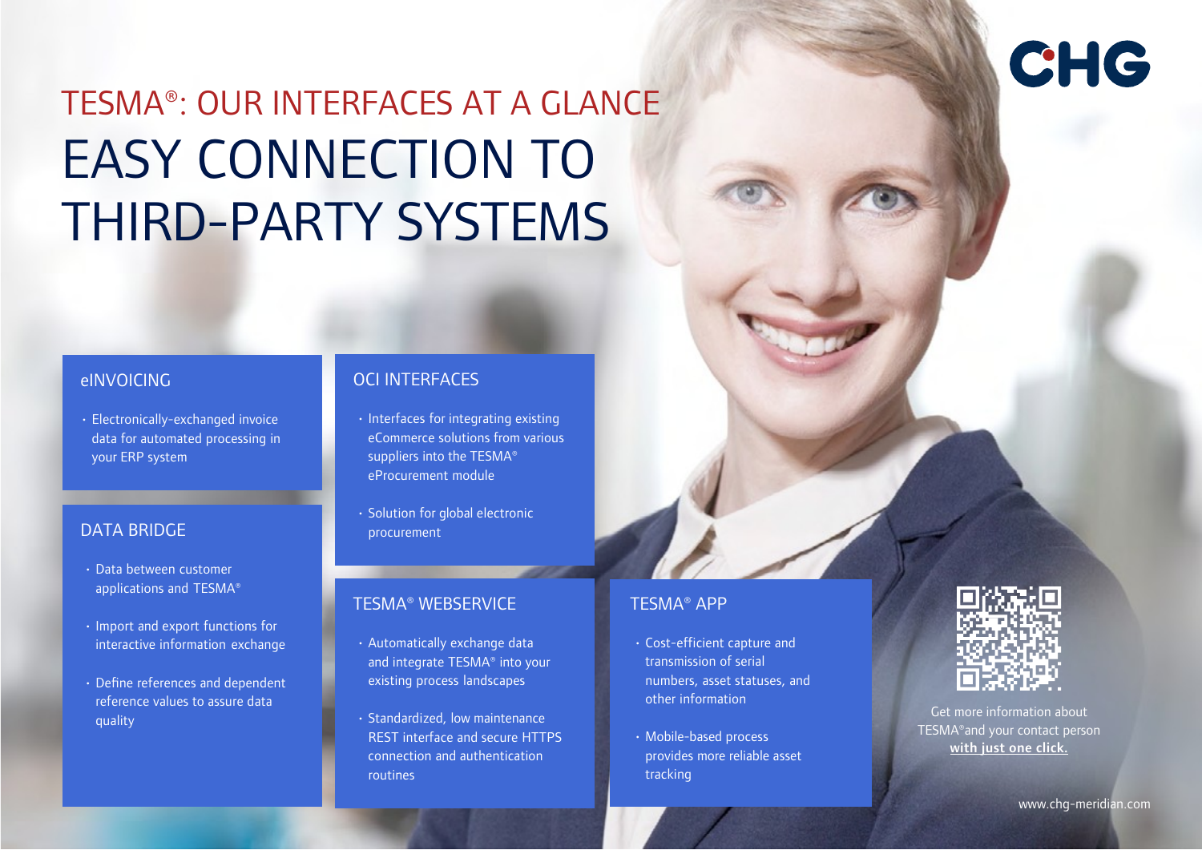CHG

# TESMA®: OUR INTERFACES AT A GLANCE

# EASY CONNECTION TO THIRD-PARTY SYSTEMS

## eINVOICING

- Electronically-exchanged invoice data for automated processing in your ERP system

## DATA BRIDGE

- Data between customer applications and TESMA®
- Import and export functions for interactive information exchange
- Define references and dependent reference values to assure data quality

## OCI INTERFACES

- Interfaces for integrating existing eCommerce solutions from various suppliers into the TESMA® eProcurement module
- Solution for global electronic procurement

## TESMA® WEBSERVICE

- Automatically exchange data and integrate TESMA® into your existing process landscapes
- Standardized, low maintenance REST interface and secure HTTPS connection and authentication routines

## TESMA® APP

- Cost-efficient capture and transmission of serial numbers, asset statuses, and other information
- Mobile-based process provides more reliable asset tracking

Get more information about TESMA® and your contact person **with just one click.**

www.chg-meridian.com